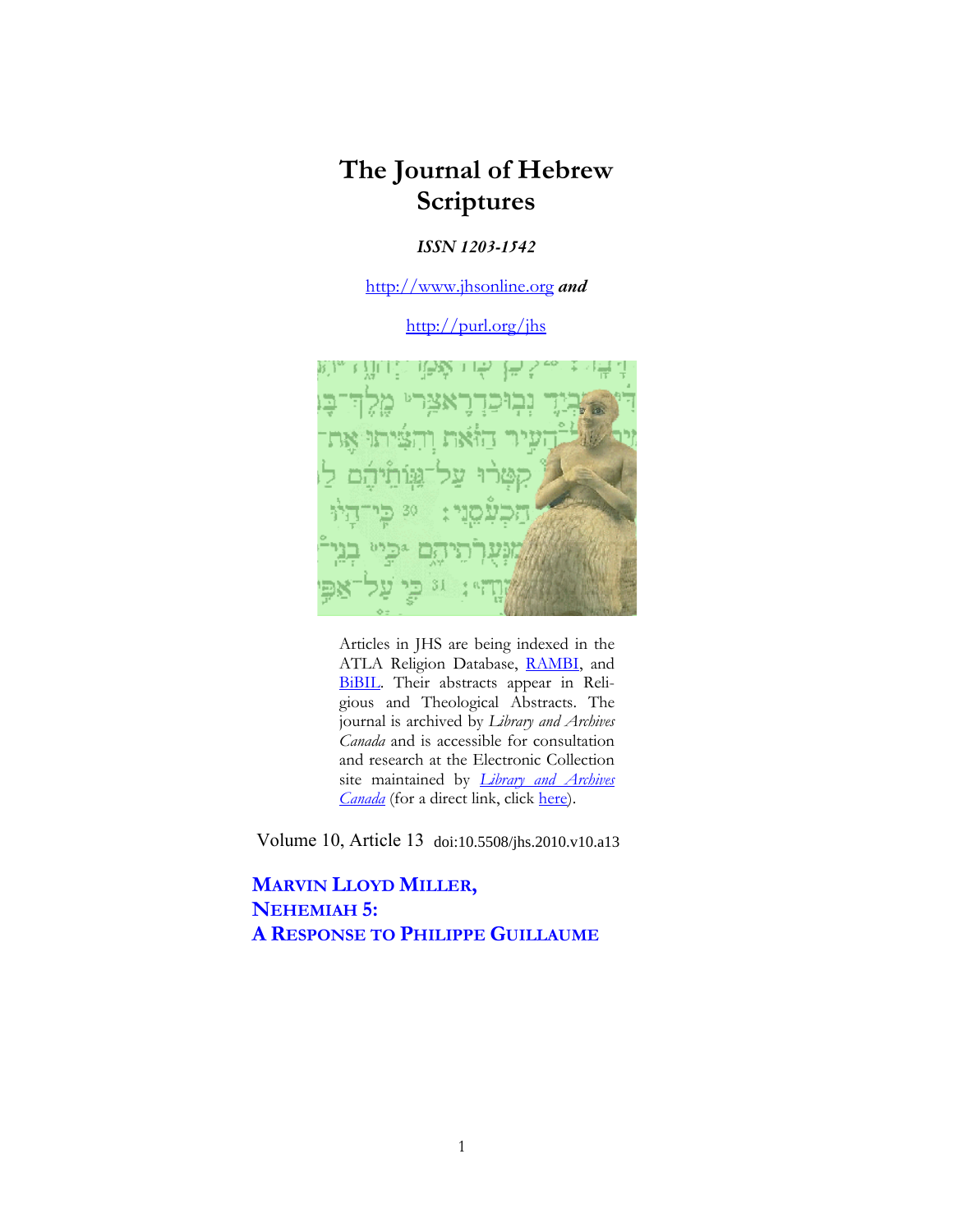# The Journal of Hebrew Scriptures

***ISSN 1203-1542***

http://www.jhsonline.org ***and***

http://purl.org/jhs

Articles in JHS are being indexed in the ATLA Religion Database, RAMBI, and BiBIL. Their abstracts appear in Religious and Theological Abstracts. The journal is archived by *Library and Archives Canada* and is accessible for consultation and research at the Electronic Collection site maintained by *Library and Archives Canada* (for a direct link, click here).

Volume 10, Article 13 doi:10.5508/jhs.2010.v10.a13

## MARVIN LLOYD MILLER, NEHEMIAH 5: A RESPONSE TO PHILIPPE GUILLAUME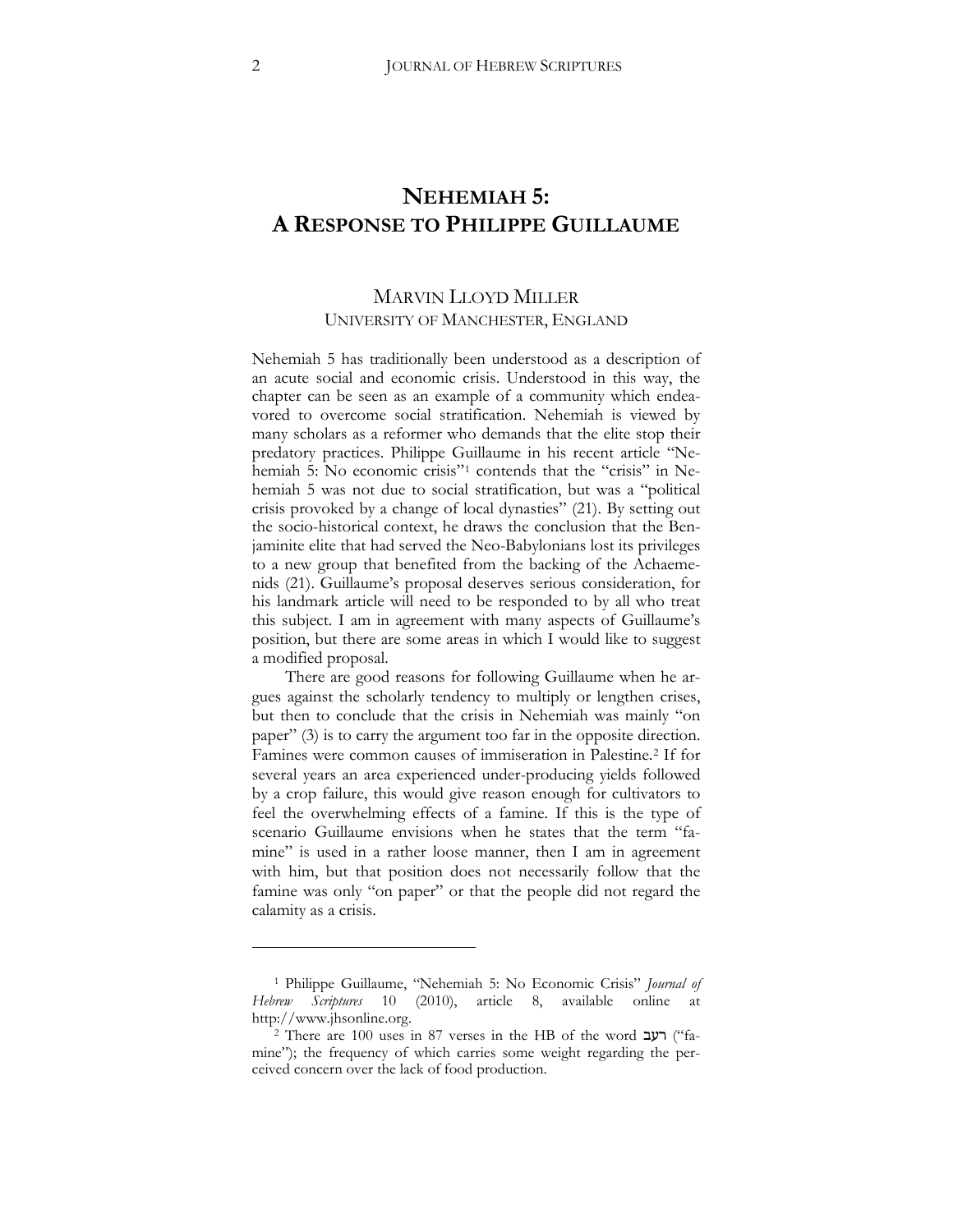# NEHEMIAH 5: A RESPONSE TO PHILIPPE GUILLAUME

MARVIN LLOYD MILLER
UNIVERSITY OF MANCHESTER, ENGLAND

Nehemiah 5 has traditionally been understood as a description of an acute social and economic crisis. Understood in this way, the chapter can be seen as an example of a community which endeavored to overcome social stratification. Nehemiah is viewed by many scholars as a reformer who demands that the elite stop their predatory practices. Philippe Guillaume in his recent article "Nehemiah 5: No economic crisis"[1] contends that the "crisis" in Nehemiah 5 was not due to social stratification, but was a "political crisis provoked by a change of local dynasties" (21). By setting out the socio-historical context, he draws the conclusion that the Benjaminite elite that had served the Neo-Babylonians lost its privileges to a new group that benefited from the backing of the Achaemenids (21). Guillaume's proposal deserves serious consideration, for his landmark article will need to be responded to by all who treat this subject. I am in agreement with many aspects of Guillaume's position, but there are some areas in which I would like to suggest a modified proposal.

There are good reasons for following Guillaume when he argues against the scholarly tendency to multiply or lengthen crises, but then to conclude that the crisis in Nehemiah was mainly "on paper" (3) is to carry the argument too far in the opposite direction. Famines were common causes of immiseration in Palestine.[2] If for several years an area experienced under-producing yields followed by a crop failure, this would give reason enough for cultivators to feel the overwhelming effects of a famine. If this is the type of scenario Guillaume envisions when he states that the term "famine" is used in a rather loose manner, then I am in agreement with him, but that position does not necessarily follow that the famine was only "on paper" or that the people did not regard the calamity as a crisis.

---

[1] Philippe Guillaume, "Nehemiah 5: No Economic Crisis" *Journal of Hebrew Scriptures* 10 (2010), article 8, available online at http://www.jhsonline.org.

[2] There are 100 uses in 87 verses in the HB of the word רעב ("famine"); the frequency of which carries some weight regarding the perceived concern over the lack of food production.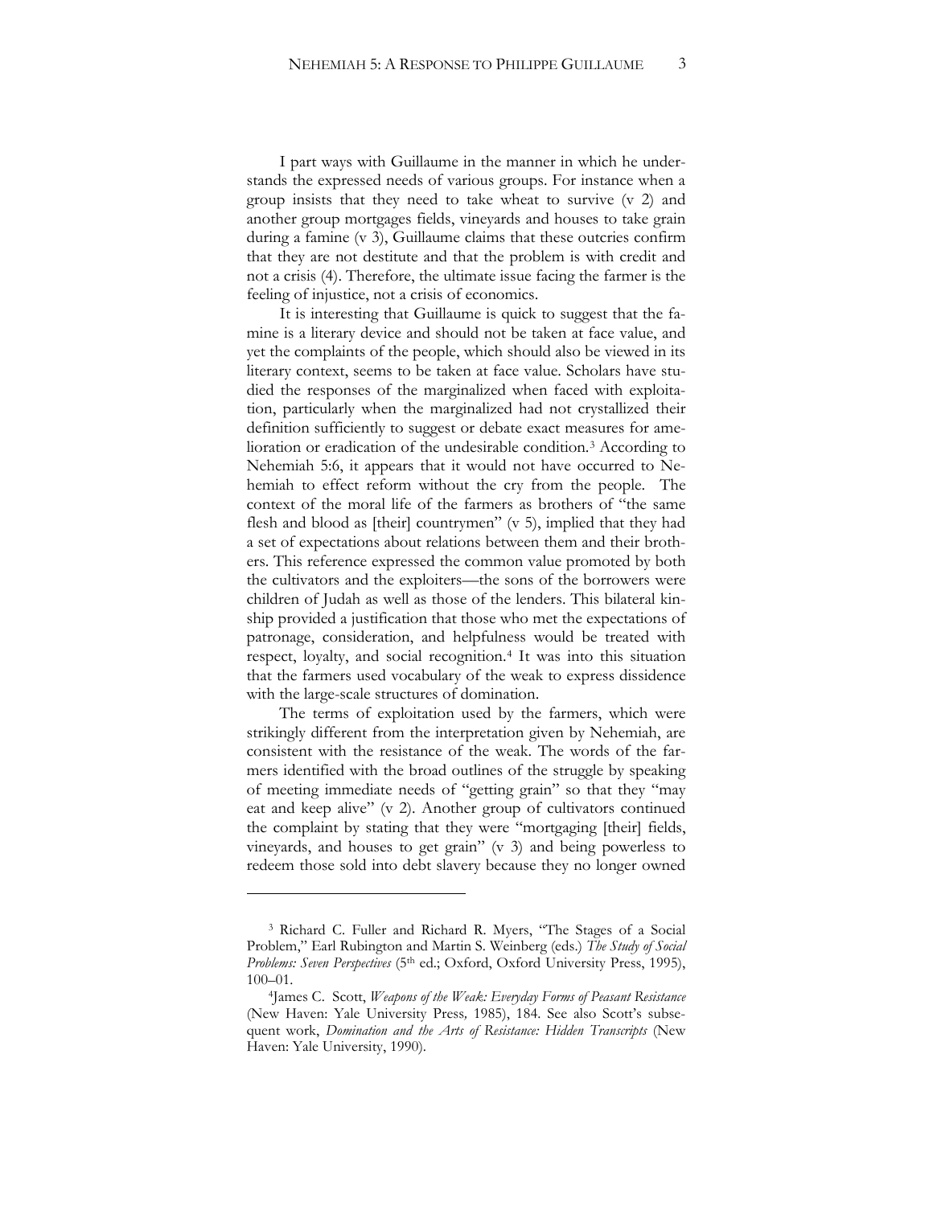I part ways with Guillaume in the manner in which he understands the expressed needs of various groups. For instance when a group insists that they need to take wheat to survive (v 2) and another group mortgages fields, vineyards and houses to take grain during a famine (v 3), Guillaume claims that these outcries confirm that they are not destitute and that the problem is with credit and not a crisis (4). Therefore, the ultimate issue facing the farmer is the feeling of injustice, not a crisis of economics.

It is interesting that Guillaume is quick to suggest that the famine is a literary device and should not be taken at face value, and yet the complaints of the people, which should also be viewed in its literary context, seems to be taken at face value. Scholars have studied the responses of the marginalized when faced with exploitation, particularly when the marginalized had not crystallized their definition sufficiently to suggest or debate exact measures for amelioration or eradication of the undesirable condition.[3] According to Nehemiah 5:6, it appears that it would not have occurred to Nehemiah to effect reform without the cry from the people. The context of the moral life of the farmers as brothers of "the same flesh and blood as [their] countrymen" (v 5), implied that they had a set of expectations about relations between them and their brothers. This reference expressed the common value promoted by both the cultivators and the exploiters—the sons of the borrowers were children of Judah as well as those of the lenders. This bilateral kinship provided a justification that those who met the expectations of patronage, consideration, and helpfulness would be treated with respect, loyalty, and social recognition.[4] It was into this situation that the farmers used vocabulary of the weak to express dissidence with the large-scale structures of domination.

The terms of exploitation used by the farmers, which were strikingly different from the interpretation given by Nehemiah, are consistent with the resistance of the weak. The words of the farmers identified with the broad outlines of the struggle by speaking of meeting immediate needs of "getting grain" so that they "may eat and keep alive" (v 2). Another group of cultivators continued the complaint by stating that they were "mortgaging [their] fields, vineyards, and houses to get grain" (v 3) and being powerless to redeem those sold into debt slavery because they no longer owned

---

[3] Richard C. Fuller and Richard R. Myers, "The Stages of a Social Problem," Earl Rubington and Martin S. Weinberg (eds.) *The Study of Social Problems: Seven Perspectives* (5th ed.; Oxford, Oxford University Press, 1995), 100–01.

[4] James C. Scott, *Weapons of the Weak: Everyday Forms of Peasant Resistance* (New Haven: Yale University Press*,* 1985), 184. See also Scott's subsequent work, *Domination and the Arts of Resistance: Hidden Transcripts* (New Haven: Yale University, 1990).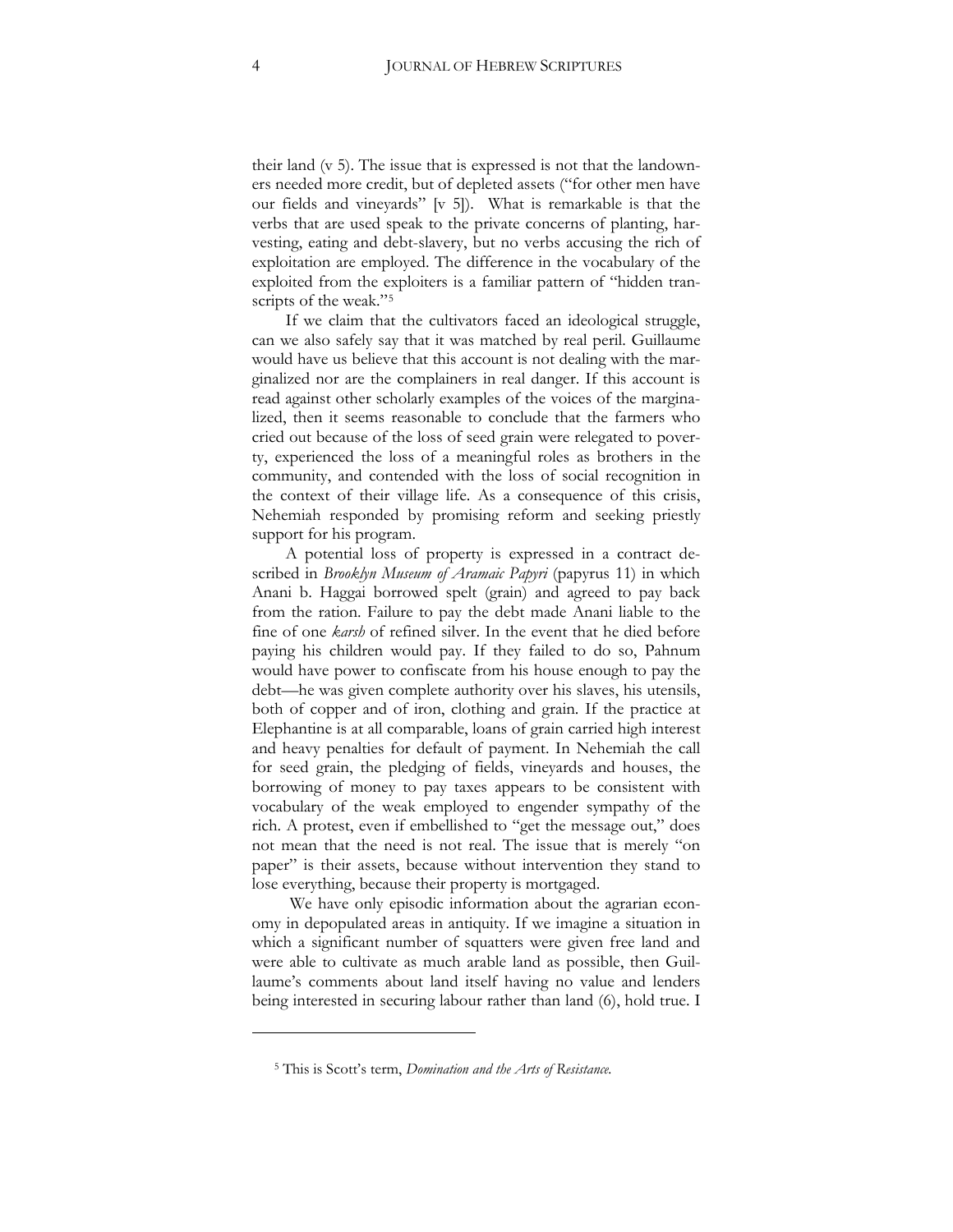their land (v 5). The issue that is expressed is not that the landowners needed more credit, but of depleted assets ("for other men have our fields and vineyards" [v 5]). What is remarkable is that the verbs that are used speak to the private concerns of planting, harvesting, eating and debt-slavery, but no verbs accusing the rich of exploitation are employed. The difference in the vocabulary of the exploited from the exploiters is a familiar pattern of "hidden transcripts of the weak."[5]

If we claim that the cultivators faced an ideological struggle, can we also safely say that it was matched by real peril. Guillaume would have us believe that this account is not dealing with the marginalized nor are the complainers in real danger. If this account is read against other scholarly examples of the voices of the marginalized, then it seems reasonable to conclude that the farmers who cried out because of the loss of seed grain were relegated to poverty, experienced the loss of a meaningful roles as brothers in the community, and contended with the loss of social recognition in the context of their village life. As a consequence of this crisis, Nehemiah responded by promising reform and seeking priestly support for his program.

A potential loss of property is expressed in a contract described in *Brooklyn Museum of Aramaic Papyri* (papyrus 11) in which Anani b. Haggai borrowed spelt (grain) and agreed to pay back from the ration. Failure to pay the debt made Anani liable to the fine of one *karsh* of refined silver. In the event that he died before paying his children would pay. If they failed to do so, Pahnum would have power to confiscate from his house enough to pay the debt—he was given complete authority over his slaves, his utensils, both of copper and of iron, clothing and grain. If the practice at Elephantine is at all comparable, loans of grain carried high interest and heavy penalties for default of payment. In Nehemiah the call for seed grain, the pledging of fields, vineyards and houses, the borrowing of money to pay taxes appears to be consistent with vocabulary of the weak employed to engender sympathy of the rich. A protest, even if embellished to "get the message out," does not mean that the need is not real. The issue that is merely "on paper" is their assets, because without intervention they stand to lose everything, because their property is mortgaged.

We have only episodic information about the agrarian economy in depopulated areas in antiquity. If we imagine a situation in which a significant number of squatters were given free land and were able to cultivate as much arable land as possible, then Guillaume's comments about land itself having no value and lenders being interested in securing labour rather than land (6), hold true. I

---

[5] This is Scott's term, *Domination and the Arts of Resistance*.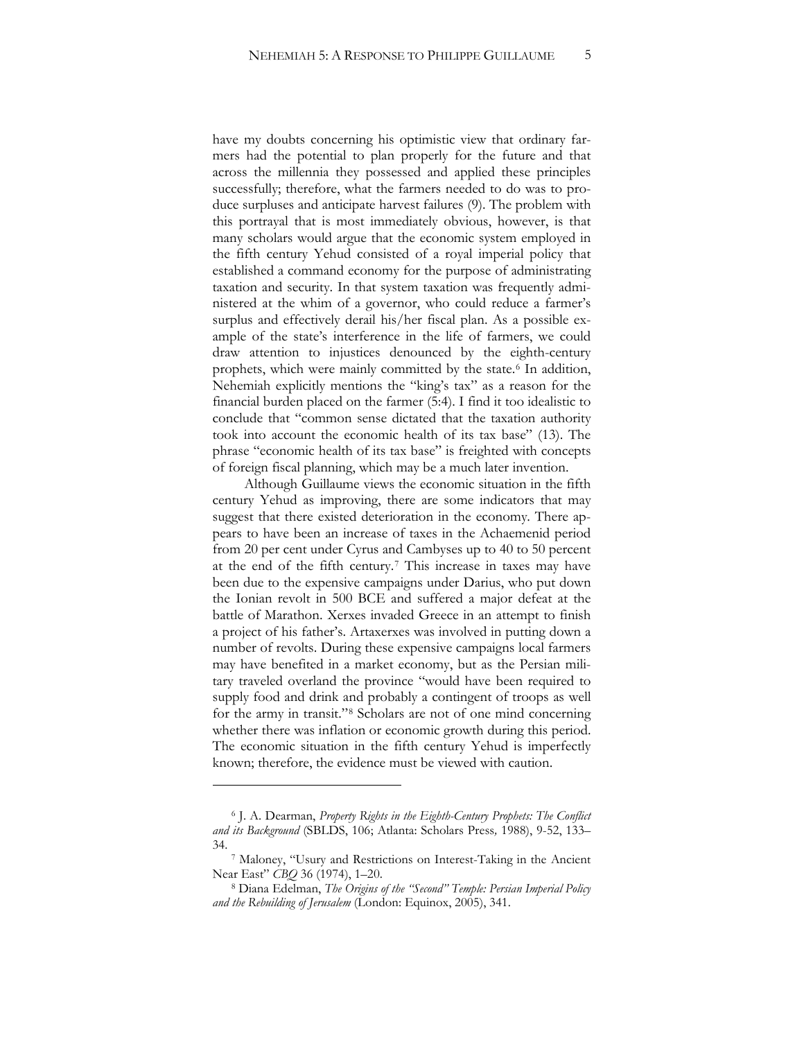have my doubts concerning his optimistic view that ordinary farmers had the potential to plan properly for the future and that across the millennia they possessed and applied these principles successfully; therefore, what the farmers needed to do was to produce surpluses and anticipate harvest failures (9). The problem with this portrayal that is most immediately obvious, however, is that many scholars would argue that the economic system employed in the fifth century Yehud consisted of a royal imperial policy that established a command economy for the purpose of administrating taxation and security. In that system taxation was frequently administered at the whim of a governor, who could reduce a farmer's surplus and effectively derail his/her fiscal plan. As a possible example of the state's interference in the life of farmers, we could draw attention to injustices denounced by the eighth-century prophets, which were mainly committed by the state.[6] In addition, Nehemiah explicitly mentions the "king's tax" as a reason for the financial burden placed on the farmer (5:4). I find it too idealistic to conclude that "common sense dictated that the taxation authority took into account the economic health of its tax base" (13). The phrase "economic health of its tax base" is freighted with concepts of foreign fiscal planning, which may be a much later invention.

Although Guillaume views the economic situation in the fifth century Yehud as improving, there are some indicators that may suggest that there existed deterioration in the economy. There appears to have been an increase of taxes in the Achaemenid period from 20 per cent under Cyrus and Cambyses up to 40 to 50 percent at the end of the fifth century.[7] This increase in taxes may have been due to the expensive campaigns under Darius, who put down the Ionian revolt in 500 BCE and suffered a major defeat at the battle of Marathon. Xerxes invaded Greece in an attempt to finish a project of his father's. Artaxerxes was involved in putting down a number of revolts. During these expensive campaigns local farmers may have benefited in a market economy, but as the Persian military traveled overland the province "would have been required to supply food and drink and probably a contingent of troops as well for the army in transit."[8] Scholars are not of one mind concerning whether there was inflation or economic growth during this period. The economic situation in the fifth century Yehud is imperfectly known; therefore, the evidence must be viewed with caution.

---

[6] J. A. Dearman, *Property Rights in the Eighth-Century Prophets: The Conflict and its Background* (SBLDS, 106; Atlanta: Scholars Press, 1988), 9-52, 133–34.

[7] Maloney, "Usury and Restrictions on Interest-Taking in the Ancient Near East" *CBQ* 36 (1974), 1–20.

[8] Diana Edelman, *The Origins of the "Second" Temple: Persian Imperial Policy and the Rebuilding of Jerusalem* (London: Equinox, 2005), 341.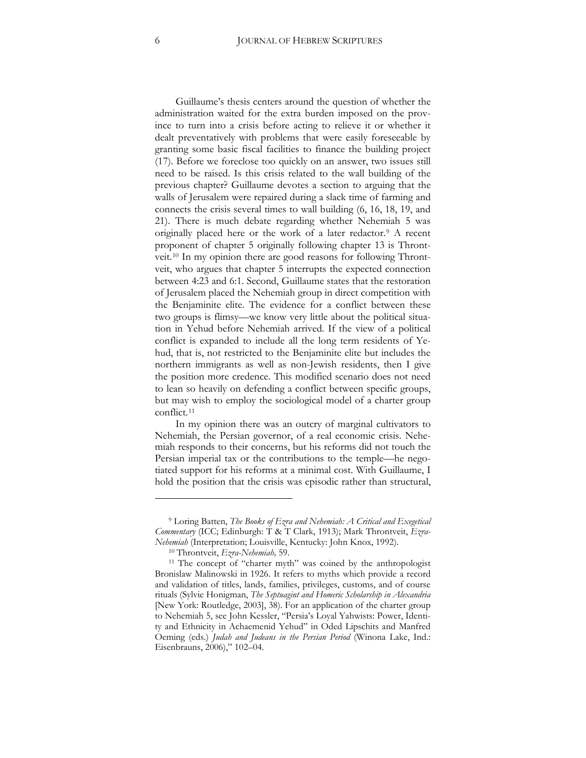Guillaume's thesis centers around the question of whether the administration waited for the extra burden imposed on the province to turn into a crisis before acting to relieve it or whether it dealt preventatively with problems that were easily foreseeable by granting some basic fiscal facilities to finance the building project (17). Before we foreclose too quickly on an answer, two issues still need to be raised. Is this crisis related to the wall building of the previous chapter? Guillaume devotes a section to arguing that the walls of Jerusalem were repaired during a slack time of farming and connects the crisis several times to wall building (6, 16, 18, 19, and 21). There is much debate regarding whether Nehemiah 5 was originally placed here or the work of a later redactor.[9] A recent proponent of chapter 5 originally following chapter 13 is Throntveit.[10] In my opinion there are good reasons for following Throntveit, who argues that chapter 5 interrupts the expected connection between 4:23 and 6:1. Second, Guillaume states that the restoration of Jerusalem placed the Nehemiah group in direct competition with the Benjaminite elite. The evidence for a conflict between these two groups is flimsy—we know very little about the political situation in Yehud before Nehemiah arrived. If the view of a political conflict is expanded to include all the long term residents of Yehud, that is, not restricted to the Benjaminite elite but includes the northern immigrants as well as non-Jewish residents, then I give the position more credence. This modified scenario does not need to lean so heavily on defending a conflict between specific groups, but may wish to employ the sociological model of a charter group conflict.[11]

In my opinion there was an outcry of marginal cultivators to Nehemiah, the Persian governor, of a real economic crisis. Nehemiah responds to their concerns, but his reforms did not touch the Persian imperial tax or the contributions to the temple—he negotiated support for his reforms at a minimal cost. With Guillaume, I hold the position that the crisis was episodic rather than structural,

---

[9] Loring Batten, *The Books of Ezra and Nehemiah: A Critical and Exegetical Commentary* (ICC; Edinburgh: T & T Clark, 1913); Mark Throntveit, *Ezra-Nehemiah* (Interpretation; Louisville, Kentucky: John Knox, 1992).

[10] Throntveit, *Ezra-Nehemiah,* 59.

[11] The concept of "charter myth" was coined by the anthropologist Bronislaw Malinowski in 1926. It refers to myths which provide a record and validation of titles, lands, families, privileges, customs, and of course rituals (Sylvie Honigman, *The Septuagint and Homeric Scholarship in Alexandria* [New York: Routledge, 2003], 38). For an application of the charter group to Nehemiah 5, see John Kessler, "Persia's Loyal Yahwists: Power, Identity and Ethnicity in Achaemenid Yehud" in Oded Lipschits and Manfred Oeming (eds.) *Judah and Judeans in the Persian Period* (Winona Lake, Ind.: Eisenbrauns, 2006)," 102–04.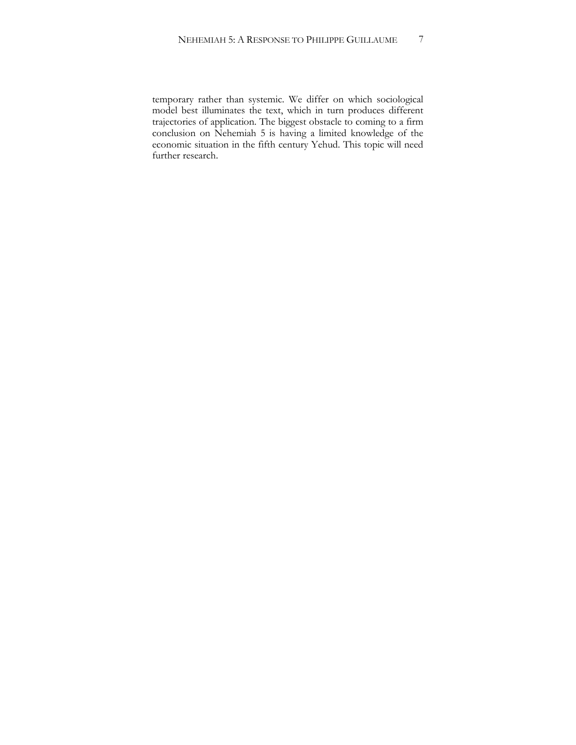temporary rather than systemic. We differ on which sociological model best illuminates the text, which in turn produces different trajectories of application. The biggest obstacle to coming to a firm conclusion on Nehemiah 5 is having a limited knowledge of the economic situation in the fifth century Yehud. This topic will need further research.